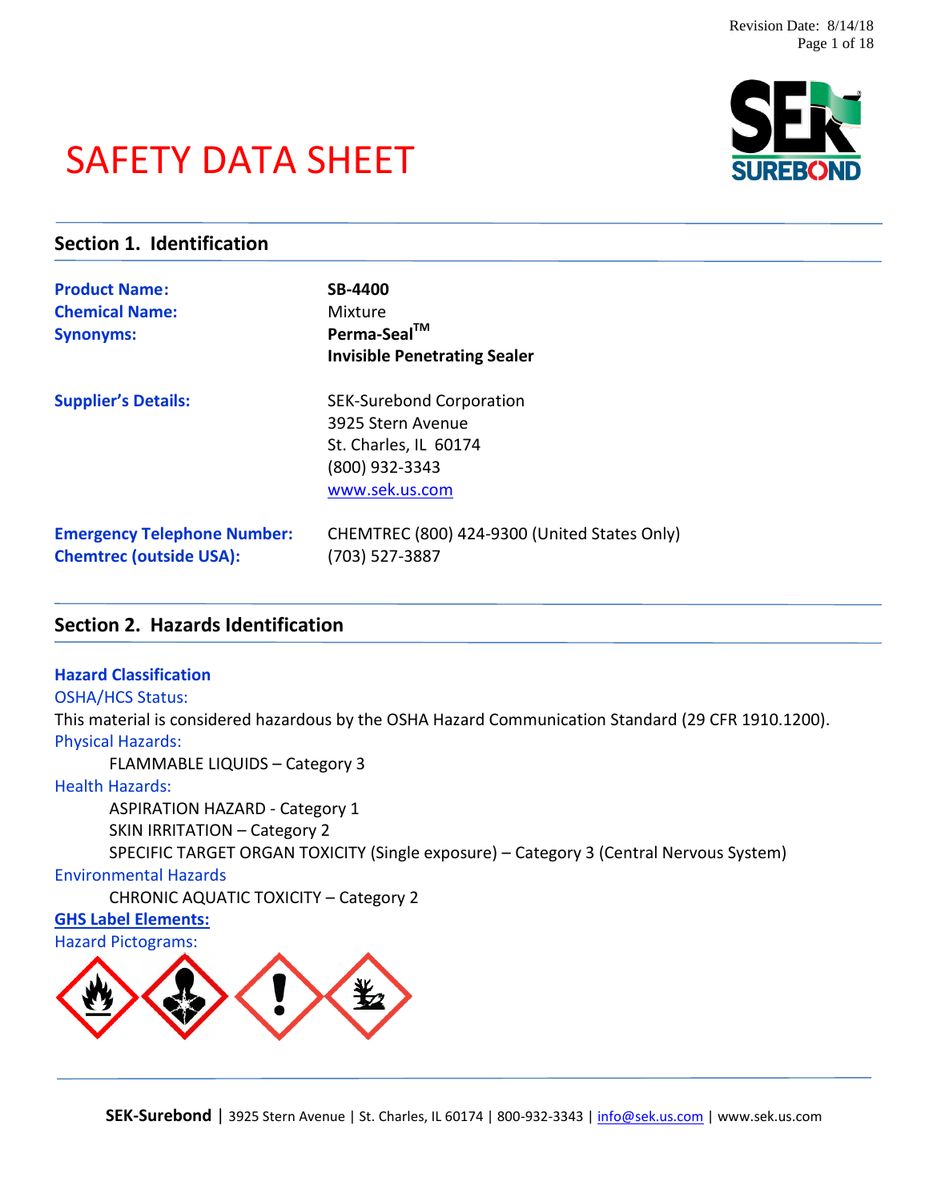# SAFETY DATA SHEET

## Section 1. Identification

**Product Name:** **SB-4400**

**Chemical Name:** Mixture

**Synonyms:** **Perma-Seal™**
**Invisible Penetrating Sealer**

**Supplier's Details:** SEK-Surebond Corporation
3925 Stern Avenue
St. Charles, IL 60174
(800) 932-3343
www.sek.us.com

**Emergency Telephone Number:** CHEMTREC (800) 424-9300 (United States Only)

**Chemtrec (outside USA):** (703) 527-3887

## Section 2. Hazards Identification

### Hazard Classification

OSHA/HCS Status:

This material is considered hazardous by the OSHA Hazard Communication Standard (29 CFR 1910.1200).

Physical Hazards:

FLAMMABLE LIQUIDS – Category 3

Health Hazards:

ASPIRATION HAZARD - Category 1
SKIN IRRITATION – Category 2
SPECIFIC TARGET ORGAN TOXICITY (Single exposure) – Category 3 (Central Nervous System)

Environmental Hazards

CHRONIC AQUATIC TOXICITY – Category 2

### GHS Label Elements:

Hazard Pictograms: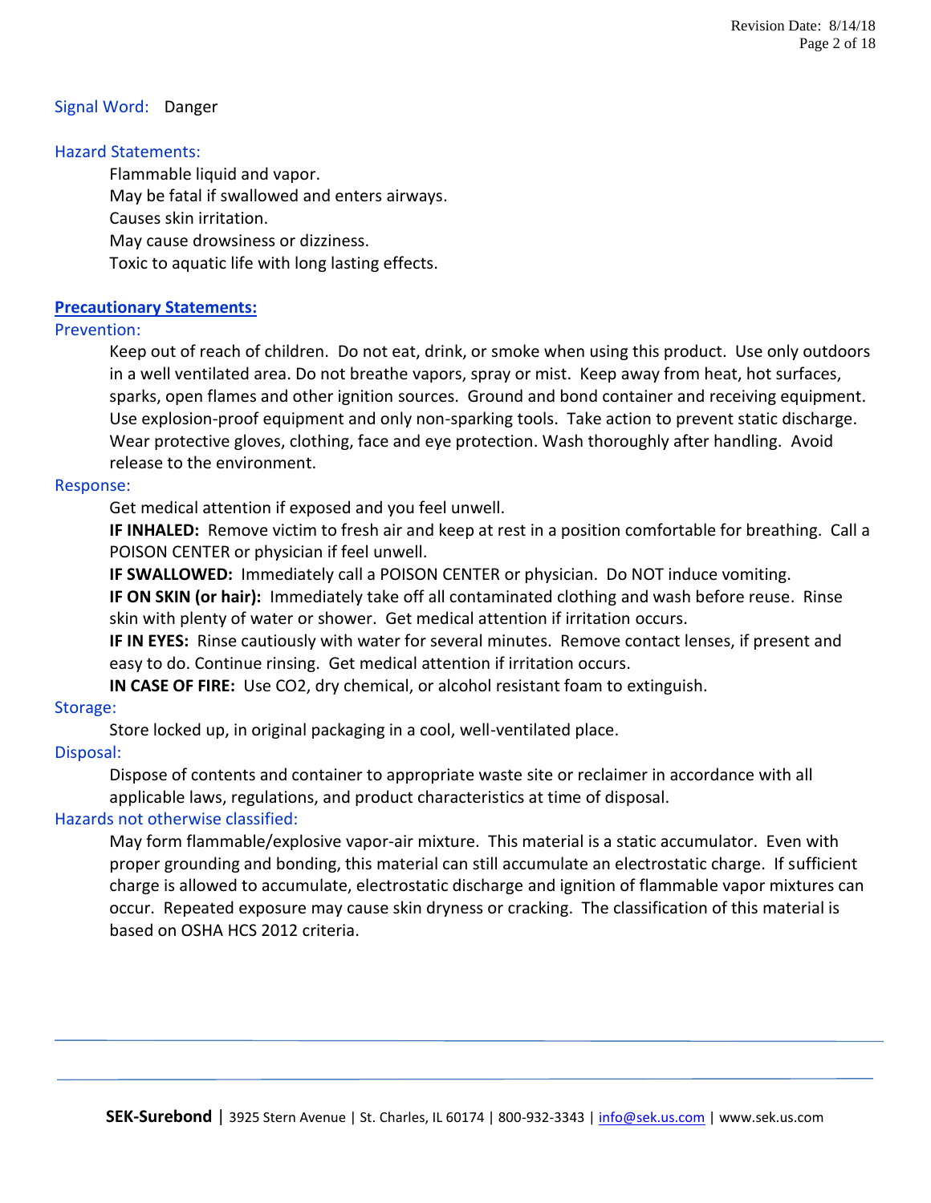Signal Word: Danger

Hazard Statements:

Flammable liquid and vapor.
May be fatal if swallowed and enters airways.
Causes skin irritation.
May cause drowsiness or dizziness.
Toxic to aquatic life with long lasting effects.

## Precautionary Statements:

Prevention:

Keep out of reach of children. Do not eat, drink, or smoke when using this product. Use only outdoors in a well ventilated area. Do not breathe vapors, spray or mist. Keep away from heat, hot surfaces, sparks, open flames and other ignition sources. Ground and bond container and receiving equipment. Use explosion-proof equipment and only non-sparking tools. Take action to prevent static discharge. Wear protective gloves, clothing, face and eye protection. Wash thoroughly after handling. Avoid release to the environment.

Response:

Get medical attention if exposed and you feel unwell.

**IF INHALED:** Remove victim to fresh air and keep at rest in a position comfortable for breathing. Call a POISON CENTER or physician if feel unwell.

**IF SWALLOWED:** Immediately call a POISON CENTER or physician. Do NOT induce vomiting.

**IF ON SKIN (or hair):** Immediately take off all contaminated clothing and wash before reuse. Rinse skin with plenty of water or shower. Get medical attention if irritation occurs.

**IF IN EYES:** Rinse cautiously with water for several minutes. Remove contact lenses, if present and easy to do. Continue rinsing. Get medical attention if irritation occurs.

**IN CASE OF FIRE:** Use $CO_2$, dry chemical, or alcohol resistant foam to extinguish.

Storage:

Store locked up, in original packaging in a cool, well-ventilated place.

Disposal:

Dispose of contents and container to appropriate waste site or reclaimer in accordance with all applicable laws, regulations, and product characteristics at time of disposal.

Hazards not otherwise classified:

May form flammable/explosive vapor-air mixture. This material is a static accumulator. Even with proper grounding and bonding, this material can still accumulate an electrostatic charge. If sufficient charge is allowed to accumulate, electrostatic discharge and ignition of flammable vapor mixtures can occur. Repeated exposure may cause skin dryness or cracking. The classification of this material is based on OSHA HCS 2012 criteria.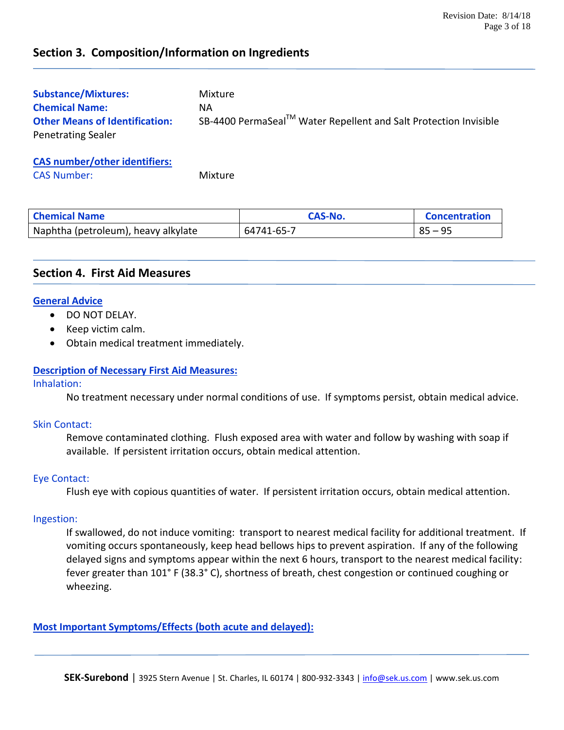## Section 3. Composition/Information on Ingredients

**Substance/Mixtures:** Mixture

**Chemical Name:** NA

**Other Means of Identification:** SB-4400 PermaSeal™ Water Repellent and Salt Protection Invisible Penetrating Sealer

**CAS number/other identifiers:**

CAS Number: Mixture

| Chemical Name | CAS-No. | Concentration |
| --- | --- | --- |
| Naphtha (petroleum), heavy alkylate | 64741-65-7 | 85 – 95 |

## Section 4. First Aid Measures

**General Advice**

- DO NOT DELAY.
- Keep victim calm.
- Obtain medical treatment immediately.

**Description of Necessary First Aid Measures:**

Inhalation:

No treatment necessary under normal conditions of use. If symptoms persist, obtain medical advice.

Skin Contact:

Remove contaminated clothing. Flush exposed area with water and follow by washing with soap if available. If persistent irritation occurs, obtain medical attention.

Eye Contact:

Flush eye with copious quantities of water. If persistent irritation occurs, obtain medical attention.

Ingestion:

If swallowed, do not induce vomiting: transport to nearest medical facility for additional treatment. If vomiting occurs spontaneously, keep head bellows hips to prevent aspiration. If any of the following delayed signs and symptoms appear within the next 6 hours, transport to the nearest medical facility: fever greater than 101° F (38.3° C), shortness of breath, chest congestion or continued coughing or wheezing.

**Most Important Symptoms/Effects (both acute and delayed):**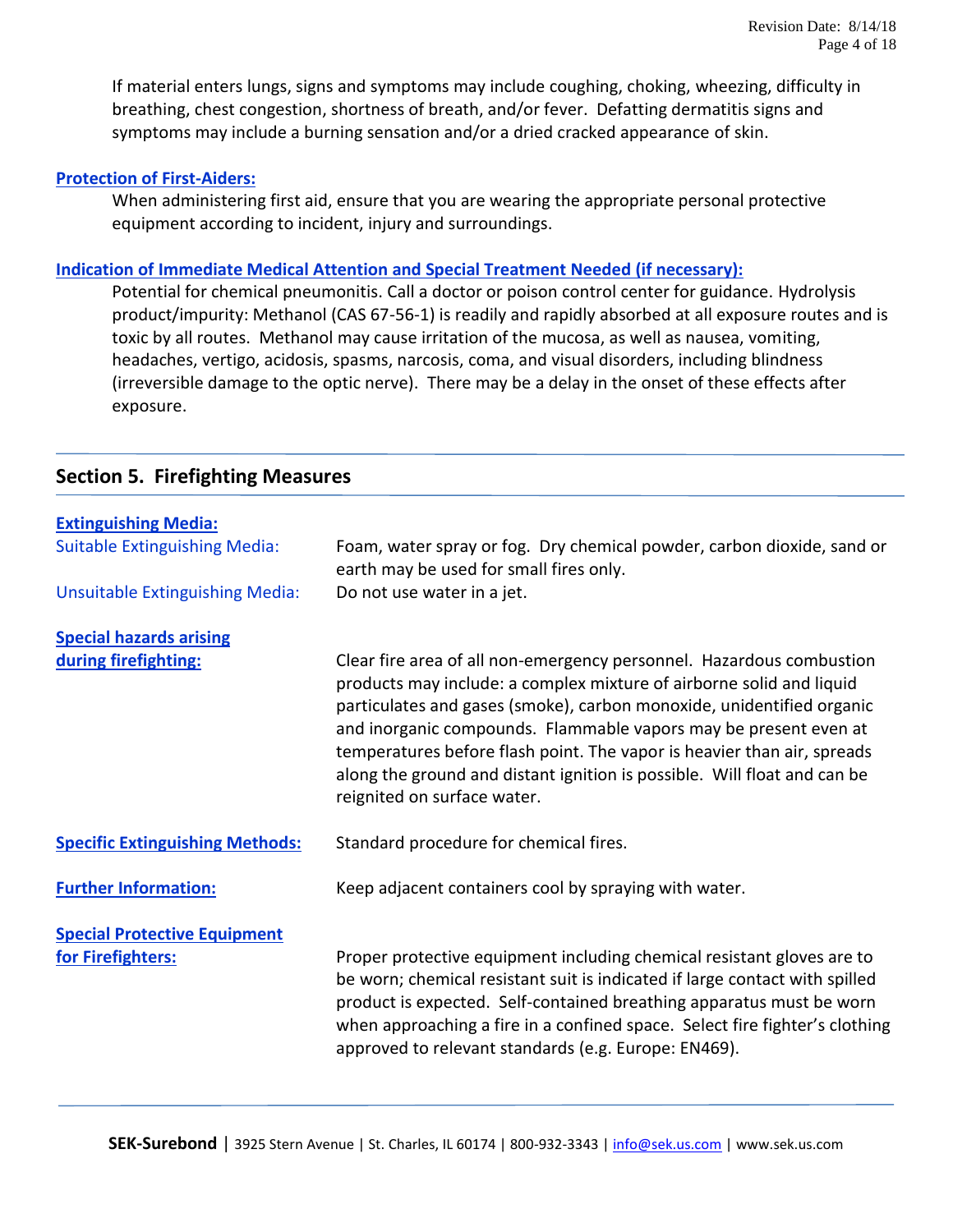If material enters lungs, signs and symptoms may include coughing, choking, wheezing, difficulty in breathing, chest congestion, shortness of breath, and/or fever. Defatting dermatitis signs and symptoms may include a burning sensation and/or a dried cracked appearance of skin.

**Protection of First-Aiders:**

When administering first aid, ensure that you are wearing the appropriate personal protective equipment according to incident, injury and surroundings.

**Indication of Immediate Medical Attention and Special Treatment Needed (if necessary):**

Potential for chemical pneumonitis. Call a doctor or poison control center for guidance. Hydrolysis product/impurity: Methanol (CAS 67-56-1) is readily and rapidly absorbed at all exposure routes and is toxic by all routes. Methanol may cause irritation of the mucosa, as well as nausea, vomiting, headaches, vertigo, acidosis, spasms, narcosis, coma, and visual disorders, including blindness (irreversible damage to the optic nerve). There may be a delay in the onset of these effects after exposure.

## Section 5. Firefighting Measures

**Extinguishing Media:**

Suitable Extinguishing Media: Foam, water spray or fog. Dry chemical powder, carbon dioxide, sand or earth may be used for small fires only.

Unsuitable Extinguishing Media: Do not use water in a jet.

**Special hazards arising during firefighting:** Clear fire area of all non-emergency personnel. Hazardous combustion products may include: a complex mixture of airborne solid and liquid particulates and gases (smoke), carbon monoxide, unidentified organic and inorganic compounds. Flammable vapors may be present even at temperatures before flash point. The vapor is heavier than air, spreads along the ground and distant ignition is possible. Will float and can be reignited on surface water.

**Specific Extinguishing Methods:** Standard procedure for chemical fires.

**Further Information:** Keep adjacent containers cool by spraying with water.

**Special Protective Equipment for Firefighters:** Proper protective equipment including chemical resistant gloves are to be worn; chemical resistant suit is indicated if large contact with spilled product is expected. Self-contained breathing apparatus must be worn when approaching a fire in a confined space. Select fire fighter's clothing approved to relevant standards (e.g. Europe: EN469).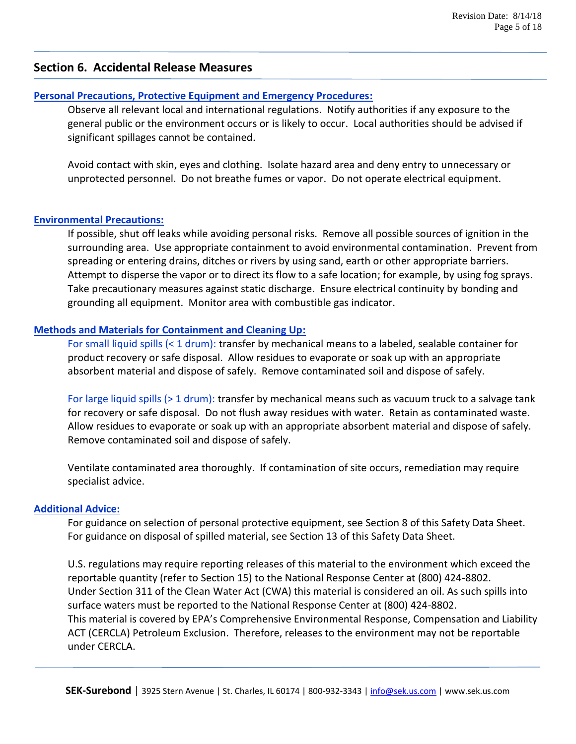## Section 6. Accidental Release Measures

**Personal Precautions, Protective Equipment and Emergency Procedures:**

Observe all relevant local and international regulations. Notify authorities if any exposure to the general public or the environment occurs or is likely to occur. Local authorities should be advised if significant spillages cannot be contained.

Avoid contact with skin, eyes and clothing. Isolate hazard area and deny entry to unnecessary or unprotected personnel. Do not breathe fumes or vapor. Do not operate electrical equipment.

**Environmental Precautions:**

If possible, shut off leaks while avoiding personal risks. Remove all possible sources of ignition in the surrounding area. Use appropriate containment to avoid environmental contamination. Prevent from spreading or entering drains, ditches or rivers by using sand, earth or other appropriate barriers. Attempt to disperse the vapor or to direct its flow to a safe location; for example, by using fog sprays. Take precautionary measures against static discharge. Ensure electrical continuity by bonding and grounding all equipment. Monitor area with combustible gas indicator.

**Methods and Materials for Containment and Cleaning Up:**

For small liquid spills (< 1 drum): transfer by mechanical means to a labeled, sealable container for product recovery or safe disposal. Allow residues to evaporate or soak up with an appropriate absorbent material and dispose of safely. Remove contaminated soil and dispose of safely.

For large liquid spills (> 1 drum): transfer by mechanical means such as vacuum truck to a salvage tank for recovery or safe disposal. Do not flush away residues with water. Retain as contaminated waste. Allow residues to evaporate or soak up with an appropriate absorbent material and dispose of safely. Remove contaminated soil and dispose of safely.

Ventilate contaminated area thoroughly. If contamination of site occurs, remediation may require specialist advice.

**Additional Advice:**

For guidance on selection of personal protective equipment, see Section 8 of this Safety Data Sheet. For guidance on disposal of spilled material, see Section 13 of this Safety Data Sheet.

U.S. regulations may require reporting releases of this material to the environment which exceed the reportable quantity (refer to Section 15) to the National Response Center at (800) 424-8802.
Under Section 311 of the Clean Water Act (CWA) this material is considered an oil. As such spills into surface waters must be reported to the National Response Center at (800) 424-8802.
This material is covered by EPA's Comprehensive Environmental Response, Compensation and Liability ACT (CERCLA) Petroleum Exclusion. Therefore, releases to the environment may not be reportable under CERCLA.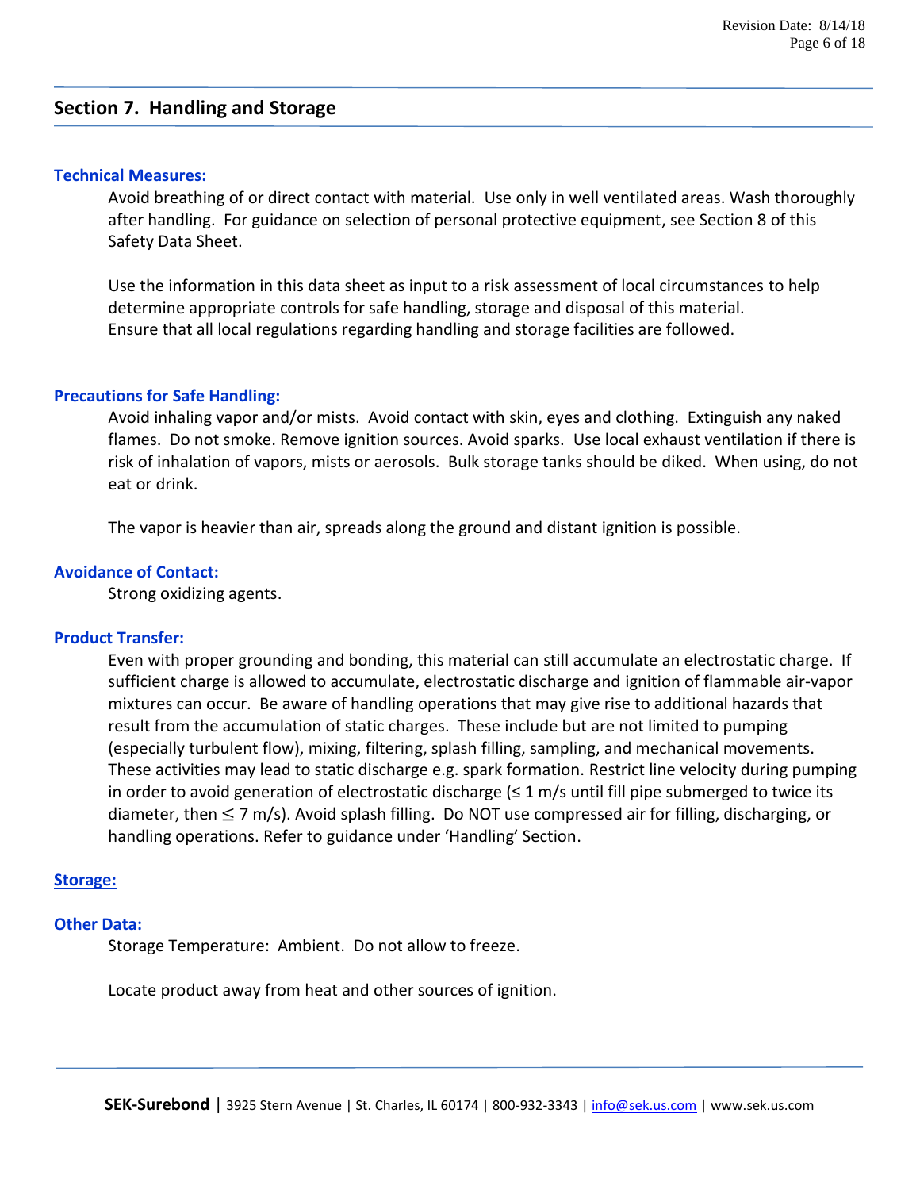## Section 7. Handling and Storage

### Technical Measures:

Avoid breathing of or direct contact with material. Use only in well ventilated areas. Wash thoroughly after handling. For guidance on selection of personal protective equipment, see Section 8 of this Safety Data Sheet.

Use the information in this data sheet as input to a risk assessment of local circumstances to help determine appropriate controls for safe handling, storage and disposal of this material. Ensure that all local regulations regarding handling and storage facilities are followed.

### Precautions for Safe Handling:

Avoid inhaling vapor and/or mists. Avoid contact with skin, eyes and clothing. Extinguish any naked flames. Do not smoke. Remove ignition sources. Avoid sparks. Use local exhaust ventilation if there is risk of inhalation of vapors, mists or aerosols. Bulk storage tanks should be diked. When using, do not eat or drink.

The vapor is heavier than air, spreads along the ground and distant ignition is possible.

### Avoidance of Contact:

Strong oxidizing agents.

### Product Transfer:

Even with proper grounding and bonding, this material can still accumulate an electrostatic charge. If sufficient charge is allowed to accumulate, electrostatic discharge and ignition of flammable air-vapor mixtures can occur. Be aware of handling operations that may give rise to additional hazards that result from the accumulation of static charges. These include but are not limited to pumping (especially turbulent flow), mixing, filtering, splash filling, sampling, and mechanical movements. These activities may lead to static discharge e.g. spark formation. Restrict line velocity during pumping in order to avoid generation of electrostatic discharge (≤ 1 m/s until fill pipe submerged to twice its diameter, then ≤ 7 m/s). Avoid splash filling. Do NOT use compressed air for filling, discharging, or handling operations. Refer to guidance under 'Handling' Section.

### Storage:

### Other Data:

Storage Temperature: Ambient. Do not allow to freeze.

Locate product away from heat and other sources of ignition.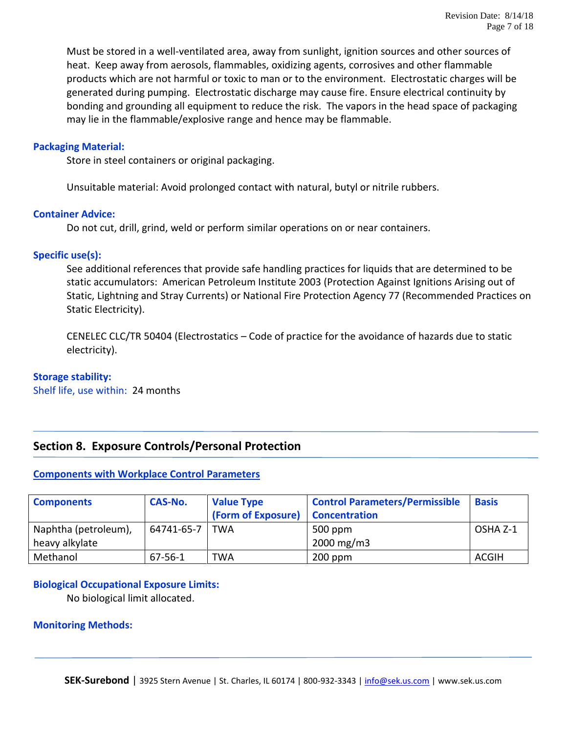Must be stored in a well-ventilated area, away from sunlight, ignition sources and other sources of heat. Keep away from aerosols, flammables, oxidizing agents, corrosives and other flammable products which are not harmful or toxic to man or to the environment. Electrostatic charges will be generated during pumping. Electrostatic discharge may cause fire. Ensure electrical continuity by bonding and grounding all equipment to reduce the risk. The vapors in the head space of packaging may lie in the flammable/explosive range and hence may be flammable.

**Packaging Material:**

Store in steel containers or original packaging.

Unsuitable material: Avoid prolonged contact with natural, butyl or nitrile rubbers.

**Container Advice:**

Do not cut, drill, grind, weld or perform similar operations on or near containers.

**Specific use(s):**

See additional references that provide safe handling practices for liquids that are determined to be static accumulators: American Petroleum Institute 2003 (Protection Against Ignitions Arising out of Static, Lightning and Stray Currents) or National Fire Protection Agency 77 (Recommended Practices on Static Electricity).

CENELEC CLC/TR 50404 (Electrostatics – Code of practice for the avoidance of hazards due to static electricity).

**Storage stability:**

Shelf life, use within: 24 months

## Section 8. Exposure Controls/Personal Protection

**Components with Workplace Control Parameters**

| Components | CAS-No. | Value Type (Form of Exposure) | Control Parameters/Permissible Concentration | Basis |
|---|---|---|---|---|
| Naphtha (petroleum), heavy alkylate | 64741-65-7 | TWA | 500 ppm<br>2000 mg/m3 | OSHA Z-1 |
| Methanol | 67-56-1 | TWA | 200 ppm | ACGIH |

**Biological Occupational Exposure Limits:**

No biological limit allocated.

**Monitoring Methods:**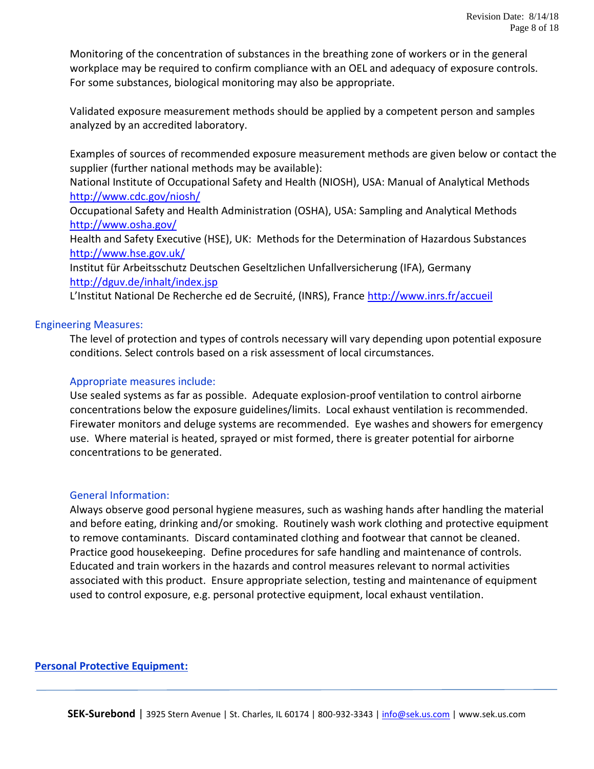Monitoring of the concentration of substances in the breathing zone of workers or in the general workplace may be required to confirm compliance with an OEL and adequacy of exposure controls. For some substances, biological monitoring may also be appropriate.

Validated exposure measurement methods should be applied by a competent person and samples analyzed by an accredited laboratory.

Examples of sources of recommended exposure measurement methods are given below or contact the supplier (further national methods may be available):
National Institute of Occupational Safety and Health (NIOSH), USA: Manual of Analytical Methods http://www.cdc.gov/niosh/
Occupational Safety and Health Administration (OSHA), USA: Sampling and Analytical Methods http://www.osha.gov/
Health and Safety Executive (HSE), UK: Methods for the Determination of Hazardous Substances http://www.hse.gov.uk/
Institut für Arbeitsschutz Deutschen Geseltzlichen Unfallversicherung (IFA), Germany http://dguv.de/inhalt/index.jsp
L'Institut National De Recherche ed de Secruité, (INRS), France http://www.inrs.fr/accueil

### Engineering Measures:

The level of protection and types of controls necessary will vary depending upon potential exposure conditions. Select controls based on a risk assessment of local circumstances.

#### Appropriate measures include:

Use sealed systems as far as possible. Adequate explosion-proof ventilation to control airborne concentrations below the exposure guidelines/limits. Local exhaust ventilation is recommended. Firewater monitors and deluge systems are recommended. Eye washes and showers for emergency use. Where material is heated, sprayed or mist formed, there is greater potential for airborne concentrations to be generated.

#### General Information:

Always observe good personal hygiene measures, such as washing hands after handling the material and before eating, drinking and/or smoking. Routinely wash work clothing and protective equipment to remove contaminants. Discard contaminated clothing and footwear that cannot be cleaned. Practice good housekeeping. Define procedures for safe handling and maintenance of controls. Educated and train workers in the hazards and control measures relevant to normal activities associated with this product. Ensure appropriate selection, testing and maintenance of equipment used to control exposure, e.g. personal protective equipment, local exhaust ventilation.

## Personal Protective Equipment: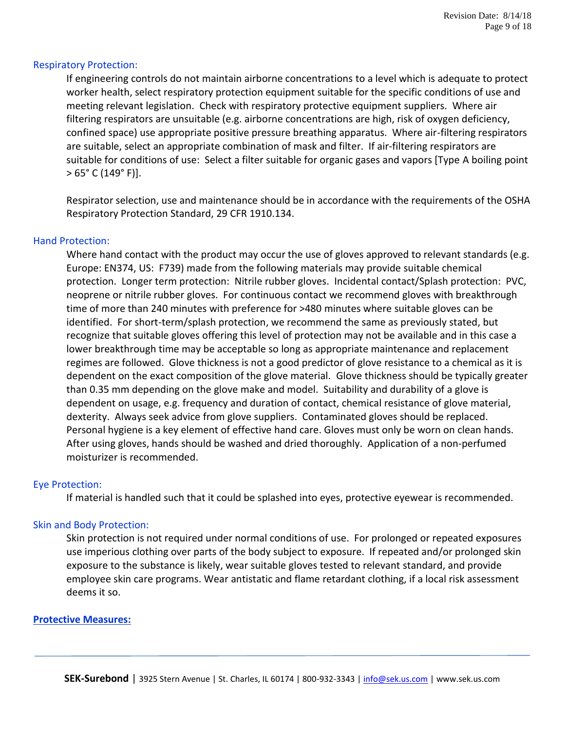### Respiratory Protection:

If engineering controls do not maintain airborne concentrations to a level which is adequate to protect worker health, select respiratory protection equipment suitable for the specific conditions of use and meeting relevant legislation. Check with respiratory protective equipment suppliers. Where air filtering respirators are unsuitable (e.g. airborne concentrations are high, risk of oxygen deficiency, confined space) use appropriate positive pressure breathing apparatus. Where air-filtering respirators are suitable, select an appropriate combination of mask and filter. If air-filtering respirators are suitable for conditions of use: Select a filter suitable for organic gases and vapors [Type A boiling point > 65° C (149° F)].

Respirator selection, use and maintenance should be in accordance with the requirements of the OSHA Respiratory Protection Standard, 29 CFR 1910.134.

### Hand Protection:

Where hand contact with the product may occur the use of gloves approved to relevant standards (e.g. Europe: EN374, US: F739) made from the following materials may provide suitable chemical protection. Longer term protection: Nitrile rubber gloves. Incidental contact/Splash protection: PVC, neoprene or nitrile rubber gloves. For continuous contact we recommend gloves with breakthrough time of more than 240 minutes with preference for >480 minutes where suitable gloves can be identified. For short-term/splash protection, we recommend the same as previously stated, but recognize that suitable gloves offering this level of protection may not be available and in this case a lower breakthrough time may be acceptable so long as appropriate maintenance and replacement regimes are followed. Glove thickness is not a good predictor of glove resistance to a chemical as it is dependent on the exact composition of the glove material. Glove thickness should be typically greater than 0.35 mm depending on the glove make and model. Suitability and durability of a glove is dependent on usage, e.g. frequency and duration of contact, chemical resistance of glove material, dexterity. Always seek advice from glove suppliers. Contaminated gloves should be replaced. Personal hygiene is a key element of effective hand care. Gloves must only be worn on clean hands. After using gloves, hands should be washed and dried thoroughly. Application of a non-perfumed moisturizer is recommended.

### Eye Protection:

If material is handled such that it could be splashed into eyes, protective eyewear is recommended.

### Skin and Body Protection:

Skin protection is not required under normal conditions of use. For prolonged or repeated exposures use imperious clothing over parts of the body subject to exposure. If repeated and/or prolonged skin exposure to the substance is likely, wear suitable gloves tested to relevant standard, and provide employee skin care programs. Wear antistatic and flame retardant clothing, if a local risk assessment deems it so.

## Protective Measures: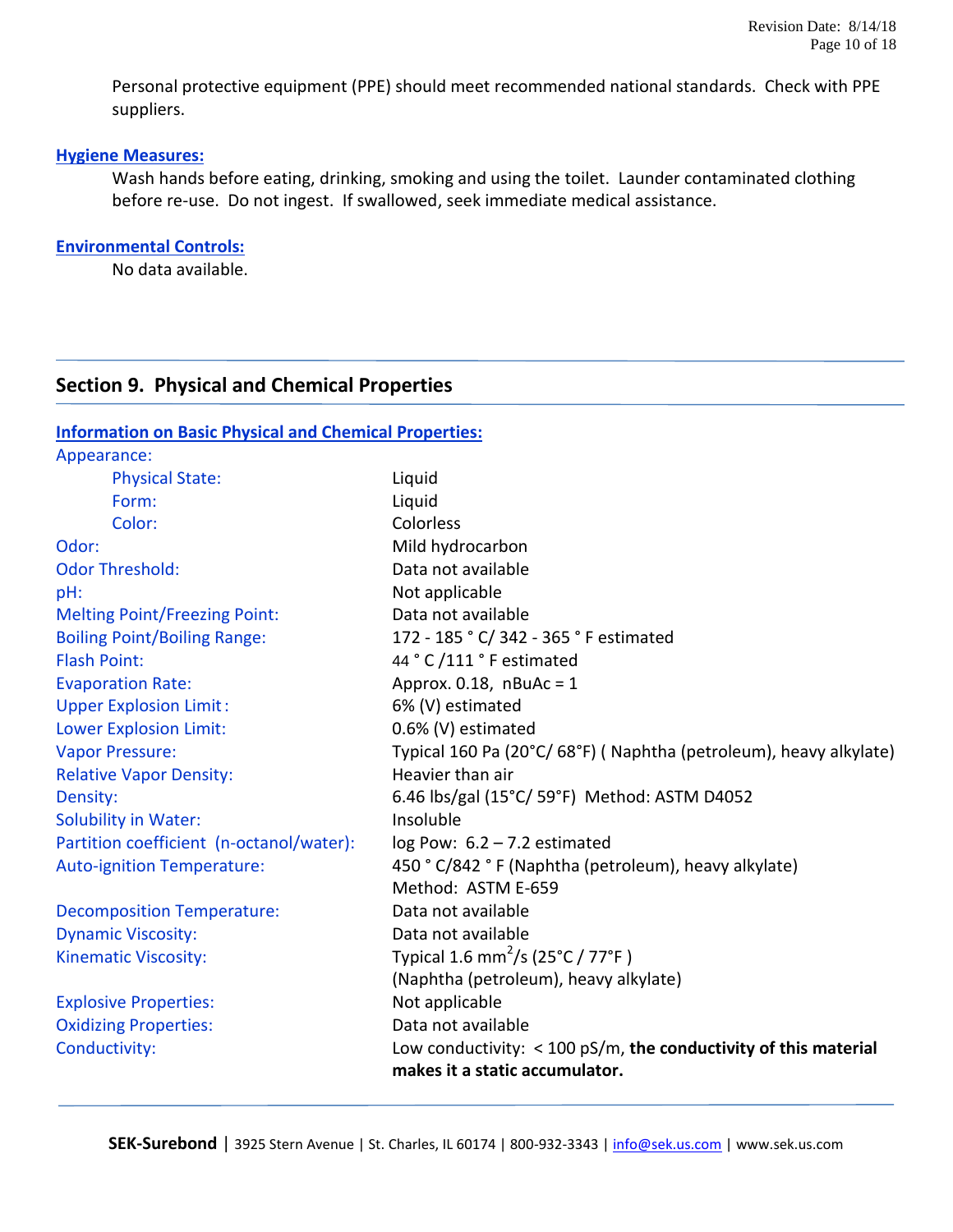Personal protective equipment (PPE) should meet recommended national standards. Check with PPE suppliers.

### Hygiene Measures:

Wash hands before eating, drinking, smoking and using the toilet. Launder contaminated clothing before re-use. Do not ingest. If swallowed, seek immediate medical assistance.

### Environmental Controls:

No data available.

## Section 9. Physical and Chemical Properties

### Information on Basic Physical and Chemical Properties:

| Property | Value |
|---|---|
| Appearance: | |
| Physical State: | Liquid |
| Form: | Liquid |
| Color: | Colorless |
| Odor: | Mild hydrocarbon |
| Odor Threshold: | Data not available |
| pH: | Not applicable |
| Melting Point/Freezing Point: | Data not available |
| Boiling Point/Boiling Range: | 172 - 185 ° C/ 342 - 365 ° F estimated |
| Flash Point: | 44 ° C /111 ° F estimated |
| Evaporation Rate: | Approx. 0.18, nBuAc = 1 |
| Upper Explosion Limit: | 6% (V) estimated |
| Lower Explosion Limit: | 0.6% (V) estimated |
| Vapor Pressure: | Typical 160 Pa (20°C/ 68°F) ( Naphtha (petroleum), heavy alkylate) |
| Relative Vapor Density: | Heavier than air |
| Density: | 6.46 lbs/gal (15°C/ 59°F) Method: ASTM D4052 |
| Solubility in Water: | Insoluble |
| Partition coefficient (n-octanol/water): | log Pow: 6.2 – 7.2 estimated |
| Auto-ignition Temperature: | 450 ° C/842 ° F (Naphtha (petroleum), heavy alkylate) Method: ASTM E-659 |
| Decomposition Temperature: | Data not available |
| Dynamic Viscosity: | Data not available |
| Kinematic Viscosity: | Typical 1.6 $mm^2/s$ (25°C / 77°F ) (Naphtha (petroleum), heavy alkylate) |
| Explosive Properties: | Not applicable |
| Oxidizing Properties: | Data not available |
| Conductivity: | Low conductivity: < 100 pS/m, **the conductivity of this material makes it a static accumulator.** |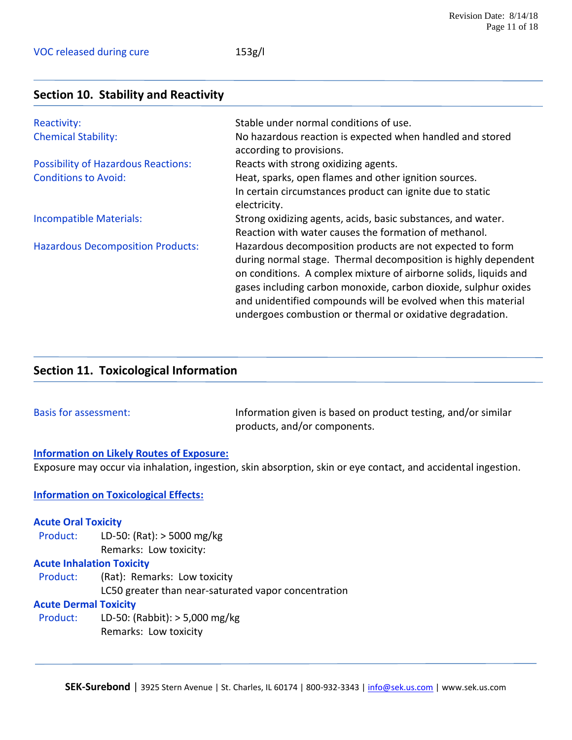VOC released during cure: 153g/l

## Section 10. Stability and Reactivity

| | |
|---|---|
| Reactivity: | Stable under normal conditions of use. |
| Chemical Stability: | No hazardous reaction is expected when handled and stored according to provisions. |
| Possibility of Hazardous Reactions: | Reacts with strong oxidizing agents. |
| Conditions to Avoid: | Heat, sparks, open flames and other ignition sources. In certain circumstances product can ignite due to static electricity. |
| Incompatible Materials: | Strong oxidizing agents, acids, basic substances, and water. Reaction with water causes the formation of methanol. |
| Hazardous Decomposition Products: | Hazardous decomposition products are not expected to form during normal stage. Thermal decomposition is highly dependent on conditions. A complex mixture of airborne solids, liquids and gases including carbon monoxide, carbon dioxide, sulphur oxides and unidentified compounds will be evolved when this material undergoes combustion or thermal or oxidative degradation. |

## Section 11. Toxicological Information

Basis for assessment: Information given is based on product testing, and/or similar products, and/or components.

**Information on Likely Routes of Exposure:**

Exposure may occur via inhalation, ingestion, skin absorption, skin or eye contact, and accidental ingestion.

**Information on Toxicological Effects:**

**Acute Oral Toxicity**

Product: LD-50: (Rat): > 5000 mg/kg
Remarks: Low toxicity:

**Acute Inhalation Toxicity**

Product: (Rat): Remarks: Low toxicity
LC50 greater than near-saturated vapor concentration

**Acute Dermal Toxicity**

Product: LD-50: (Rabbit): > 5,000 mg/kg
Remarks: Low toxicity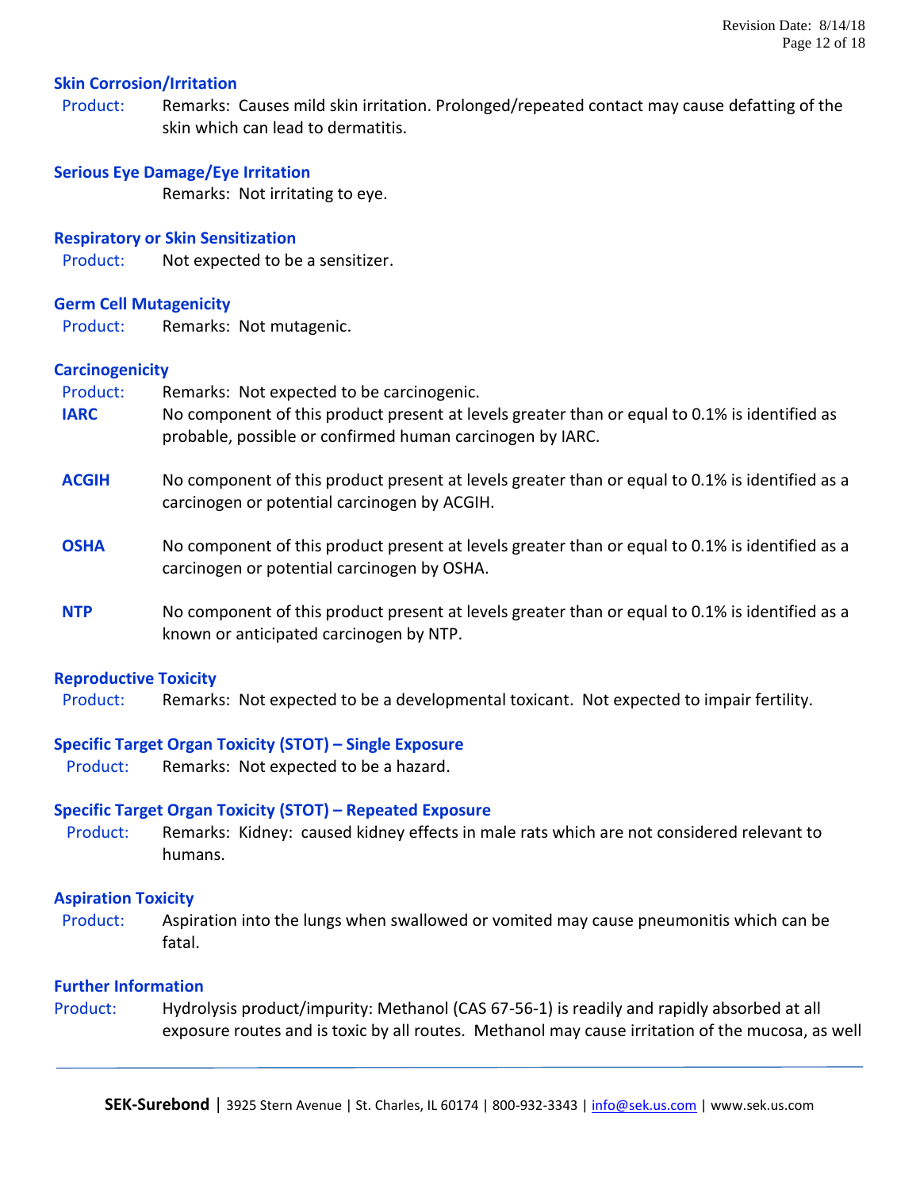### Skin Corrosion/Irritation

Product: Remarks: Causes mild skin irritation. Prolonged/repeated contact may cause defatting of the skin which can lead to dermatitis.

### Serious Eye Damage/Eye Irritation

Remarks: Not irritating to eye.

### Respiratory or Skin Sensitization

Product: Not expected to be a sensitizer.

### Germ Cell Mutagenicity

Product: Remarks: Not mutagenic.

### Carcinogenicity

Product: Remarks: Not expected to be carcinogenic.

**IARC** No component of this product present at levels greater than or equal to 0.1% is identified as probable, possible or confirmed human carcinogen by IARC.

**ACGIH** No component of this product present at levels greater than or equal to 0.1% is identified as a carcinogen or potential carcinogen by ACGIH.

**OSHA** No component of this product present at levels greater than or equal to 0.1% is identified as a carcinogen or potential carcinogen by OSHA.

**NTP** No component of this product present at levels greater than or equal to 0.1% is identified as a known or anticipated carcinogen by NTP.

### Reproductive Toxicity

Product: Remarks: Not expected to be a developmental toxicant. Not expected to impair fertility.

### Specific Target Organ Toxicity (STOT) – Single Exposure

Product: Remarks: Not expected to be a hazard.

### Specific Target Organ Toxicity (STOT) – Repeated Exposure

Product: Remarks: Kidney: caused kidney effects in male rats which are not considered relevant to humans.

### Aspiration Toxicity

Product: Aspiration into the lungs when swallowed or vomited may cause pneumonitis which can be fatal.

### Further Information

Product: Hydrolysis product/impurity: Methanol (CAS 67-56-1) is readily and rapidly absorbed at all exposure routes and is toxic by all routes. Methanol may cause irritation of the mucosa, as well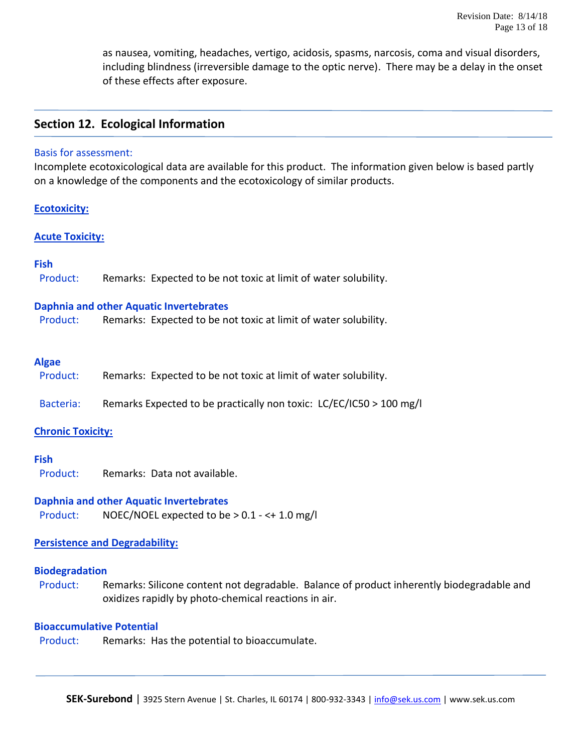as nausea, vomiting, headaches, vertigo, acidosis, spasms, narcosis, coma and visual disorders, including blindness (irreversible damage to the optic nerve). There may be a delay in the onset of these effects after exposure.

## Section 12. Ecological Information

Basis for assessment:

Incomplete ecotoxicological data are available for this product. The information given below is based partly on a knowledge of the components and the ecotoxicology of similar products.

### Ecotoxicity:

### Acute Toxicity:

**Fish**

Product: Remarks: Expected to be not toxic at limit of water solubility.

**Daphnia and other Aquatic Invertebrates**

Product: Remarks: Expected to be not toxic at limit of water solubility.

**Algae**

Product: Remarks: Expected to be not toxic at limit of water solubility.

Bacteria: Remarks Expected to be practically non toxic: LC/EC/IC50 > 100 mg/l

### Chronic Toxicity:

**Fish**

Product: Remarks: Data not available.

**Daphnia and other Aquatic Invertebrates**

Product: NOEC/NOEL expected to be > 0.1 - <+ 1.0 mg/l

### Persistence and Degradability:

**Biodegradation**

Product: Remarks: Silicone content not degradable. Balance of product inherently biodegradable and oxidizes rapidly by photo-chemical reactions in air.

**Bioaccumulative Potential**

Product: Remarks: Has the potential to bioaccumulate.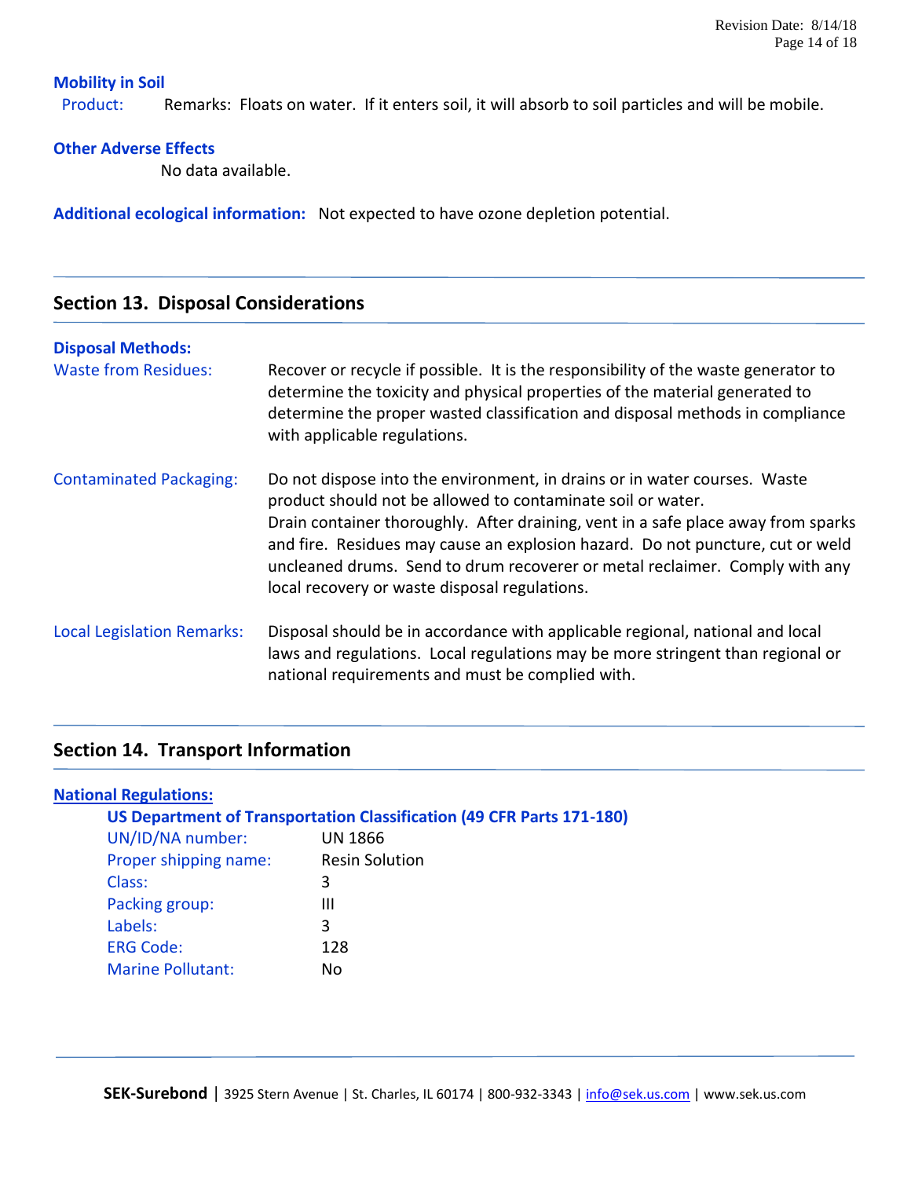### Mobility in Soil

Product: Remarks: Floats on water. If it enters soil, it will absorb to soil particles and will be mobile.

### Other Adverse Effects

No data available.

**Additional ecological information:** Not expected to have ozone depletion potential.

## Section 13. Disposal Considerations

### Disposal Methods:

**Waste from Residues:** Recover or recycle if possible. It is the responsibility of the waste generator to determine the toxicity and physical properties of the material generated to determine the proper wasted classification and disposal methods in compliance with applicable regulations.

**Contaminated Packaging:** Do not dispose into the environment, in drains or in water courses. Waste product should not be allowed to contaminate soil or water.
Drain container thoroughly. After draining, vent in a safe place away from sparks and fire. Residues may cause an explosion hazard. Do not puncture, cut or weld uncleaned drums. Send to drum recoverer or metal reclaimer. Comply with any local recovery or waste disposal regulations.

**Local Legislation Remarks:** Disposal should be in accordance with applicable regional, national and local laws and regulations. Local regulations may be more stringent than regional or national requirements and must be complied with.

## Section 14. Transport Information

### National Regulations:

**US Department of Transportation Classification (49 CFR Parts 171-180)**

| | |
|---|---|
| UN/ID/NA number: | UN 1866 |
| Proper shipping name: | Resin Solution |
| Class: | 3 |
| Packing group: | III |
| Labels: | 3 |
| ERG Code: | 128 |
| Marine Pollutant: | No |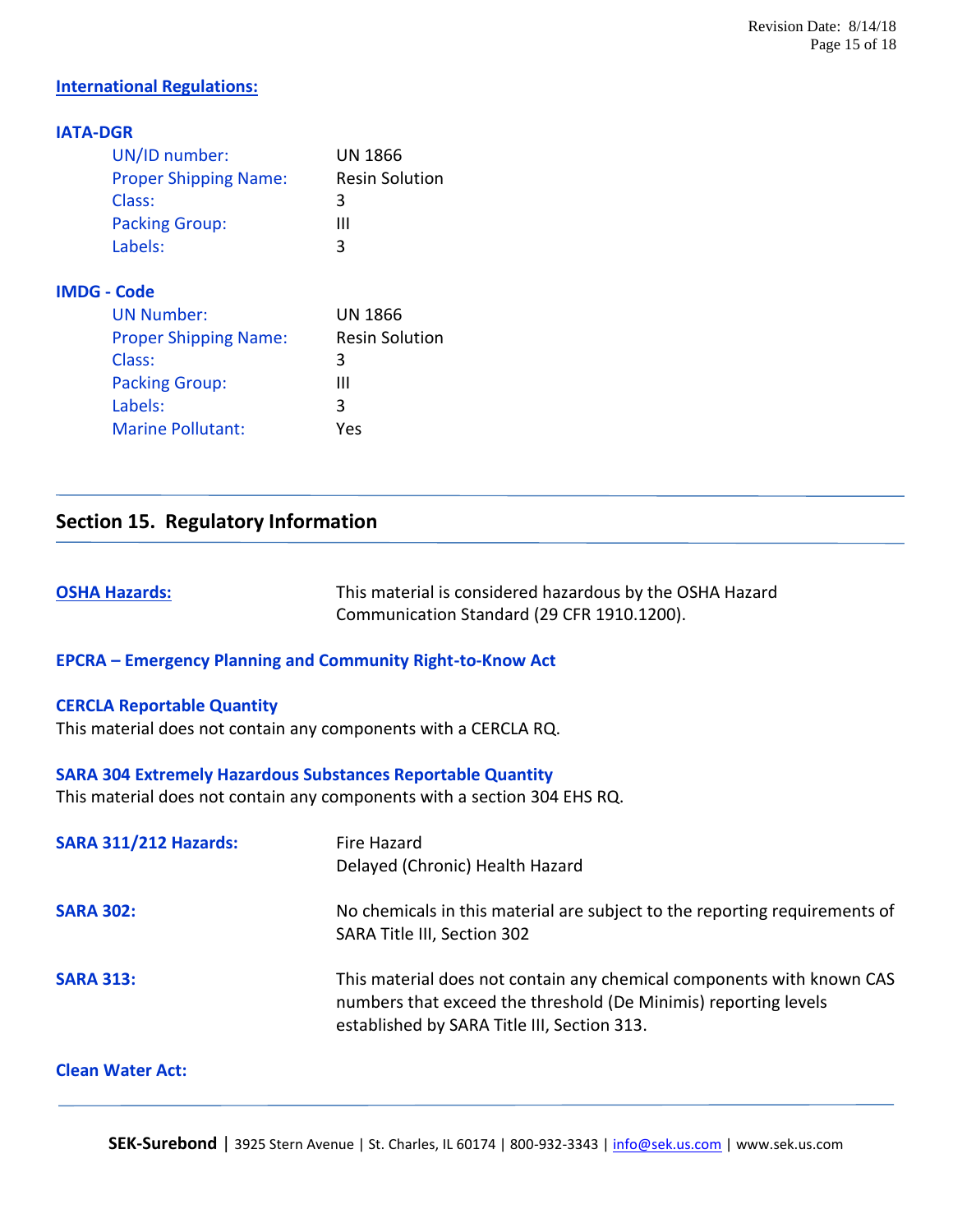**International Regulations:**

**IATA-DGR**

| | |
|---|---|
| UN/ID number: | UN 1866 |
| Proper Shipping Name: | Resin Solution |
| Class: | 3 |
| Packing Group: | III |
| Labels: | 3 |

**IMDG - Code**

| | |
|---|---|
| UN Number: | UN 1866 |
| Proper Shipping Name: | Resin Solution |
| Class: | 3 |
| Packing Group: | III |
| Labels: | 3 |
| Marine Pollutant: | Yes |

## Section 15. Regulatory Information

**OSHA Hazards:** This material is considered hazardous by the OSHA Hazard Communication Standard (29 CFR 1910.1200).

**EPCRA – Emergency Planning and Community Right-to-Know Act**

**CERCLA Reportable Quantity**

This material does not contain any components with a CERCLA RQ.

**SARA 304 Extremely Hazardous Substances Reportable Quantity**

This material does not contain any components with a section 304 EHS RQ.

**SARA 311/212 Hazards:** Fire Hazard
Delayed (Chronic) Health Hazard

**SARA 302:** No chemicals in this material are subject to the reporting requirements of SARA Title III, Section 302

**SARA 313:** This material does not contain any chemical components with known CAS numbers that exceed the threshold (De Minimis) reporting levels established by SARA Title III, Section 313.

**Clean Water Act:**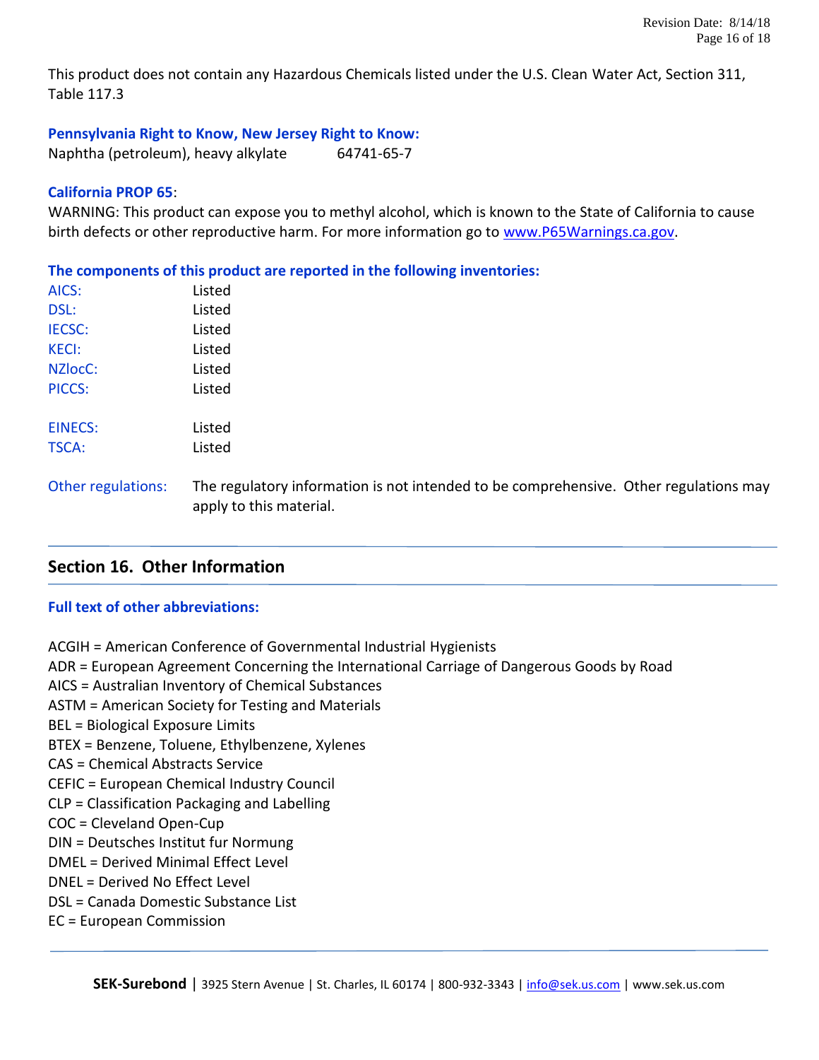This product does not contain any Hazardous Chemicals listed under the U.S. Clean Water Act, Section 311, Table 117.3

**Pennsylvania Right to Know, New Jersey Right to Know:**

Naphtha (petroleum), heavy alkylate 64741-65-7

**California PROP 65**:

WARNING: This product can expose you to methyl alcohol, which is known to the State of California to cause birth defects or other reproductive harm. For more information go to www.P65Warnings.ca.gov.

**The components of this product are reported in the following inventories:**

| | |
|---|---|
| AICS: | Listed |
| DSL: | Listed |
| IECSC: | Listed |
| KECI: | Listed |
| NZIocC: | Listed |
| PICCS: | Listed |
| EINECS: | Listed |
| TSCA: | Listed |

Other regulations: The regulatory information is not intended to be comprehensive. Other regulations may apply to this material.

## Section 16. Other Information

**Full text of other abbreviations:**

ACGIH = American Conference of Governmental Industrial Hygienists
ADR = European Agreement Concerning the International Carriage of Dangerous Goods by Road
AICS = Australian Inventory of Chemical Substances
ASTM = American Society for Testing and Materials
BEL = Biological Exposure Limits
BTEX = Benzene, Toluene, Ethylbenzene, Xylenes
CAS = Chemical Abstracts Service
CEFIC = European Chemical Industry Council
CLP = Classification Packaging and Labelling
COC = Cleveland Open-Cup
DIN = Deutsches Institut fur Normung
DMEL = Derived Minimal Effect Level
DNEL = Derived No Effect Level
DSL = Canada Domestic Substance List
EC = European Commission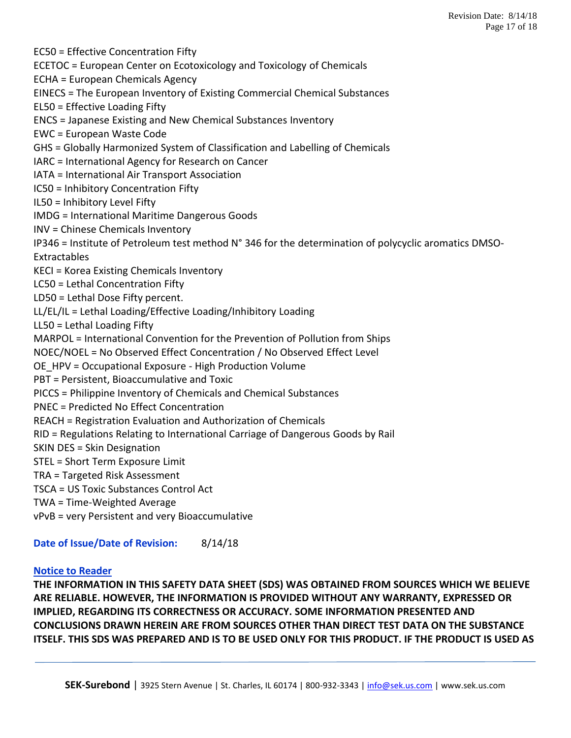EC50 = Effective Concentration Fifty  
ECETOC = European Center on Ecotoxicology and Toxicology of Chemicals  
ECHA = European Chemicals Agency  
EINECS = The European Inventory of Existing Commercial Chemical Substances  
EL50 = Effective Loading Fifty  
ENCS = Japanese Existing and New Chemical Substances Inventory  
EWC = European Waste Code  
GHS = Globally Harmonized System of Classification and Labelling of Chemicals  
IARC = International Agency for Research on Cancer  
IATA = International Air Transport Association  
IC50 = Inhibitory Concentration Fifty  
IL50 = Inhibitory Level Fifty  
IMDG = International Maritime Dangerous Goods  
INV = Chinese Chemicals Inventory  
IP346 = Institute of Petroleum test method N° 346 for the determination of polycyclic aromatics DMSO-Extractables  
KECI = Korea Existing Chemicals Inventory  
LC50 = Lethal Concentration Fifty  
LD50 = Lethal Dose Fifty percent.  
LL/EL/IL = Lethal Loading/Effective Loading/Inhibitory Loading  
LL50 = Lethal Loading Fifty  
MARPOL = International Convention for the Prevention of Pollution from Ships  
NOEC/NOEL = No Observed Effect Concentration / No Observed Effect Level  
OE_HPV = Occupational Exposure - High Production Volume  
PBT = Persistent, Bioaccumulative and Toxic  
PICCS = Philippine Inventory of Chemicals and Chemical Substances  
PNEC = Predicted No Effect Concentration  
REACH = Registration Evaluation and Authorization of Chemicals  
RID = Regulations Relating to International Carriage of Dangerous Goods by Rail  
SKIN DES = Skin Designation  
STEL = Short Term Exposure Limit  
TRA = Targeted Risk Assessment  
TSCA = US Toxic Substances Control Act  
TWA = Time-Weighted Average  
vPvB = very Persistent and very Bioaccumulative

**Date of Issue/Date of Revision:** 8/14/18

**Notice to Reader**

**THE INFORMATION IN THIS SAFETY DATA SHEET (SDS) WAS OBTAINED FROM SOURCES WHICH WE BELIEVE ARE RELIABLE. HOWEVER, THE INFORMATION IS PROVIDED WITHOUT ANY WARRANTY, EXPRESSED OR IMPLIED, REGARDING ITS CORRECTNESS OR ACCURACY. SOME INFORMATION PRESENTED AND CONCLUSIONS DRAWN HEREIN ARE FROM SOURCES OTHER THAN DIRECT TEST DATA ON THE SUBSTANCE ITSELF. THIS SDS WAS PREPARED AND IS TO BE USED ONLY FOR THIS PRODUCT. IF THE PRODUCT IS USED AS**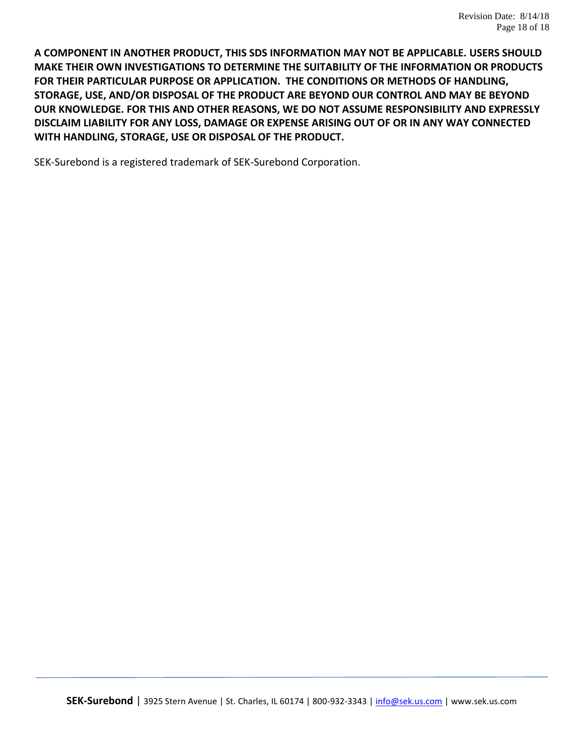**A COMPONENT IN ANOTHER PRODUCT, THIS SDS INFORMATION MAY NOT BE APPLICABLE. USERS SHOULD MAKE THEIR OWN INVESTIGATIONS TO DETERMINE THE SUITABILITY OF THE INFORMATION OR PRODUCTS FOR THEIR PARTICULAR PURPOSE OR APPLICATION. THE CONDITIONS OR METHODS OF HANDLING, STORAGE, USE, AND/OR DISPOSAL OF THE PRODUCT ARE BEYOND OUR CONTROL AND MAY BE BEYOND OUR KNOWLEDGE. FOR THIS AND OTHER REASONS, WE DO NOT ASSUME RESPONSIBILITY AND EXPRESSLY DISCLAIM LIABILITY FOR ANY LOSS, DAMAGE OR EXPENSE ARISING OUT OF OR IN ANY WAY CONNECTED WITH HANDLING, STORAGE, USE OR DISPOSAL OF THE PRODUCT.**

SEK-Surebond is a registered trademark of SEK-Surebond Corporation.